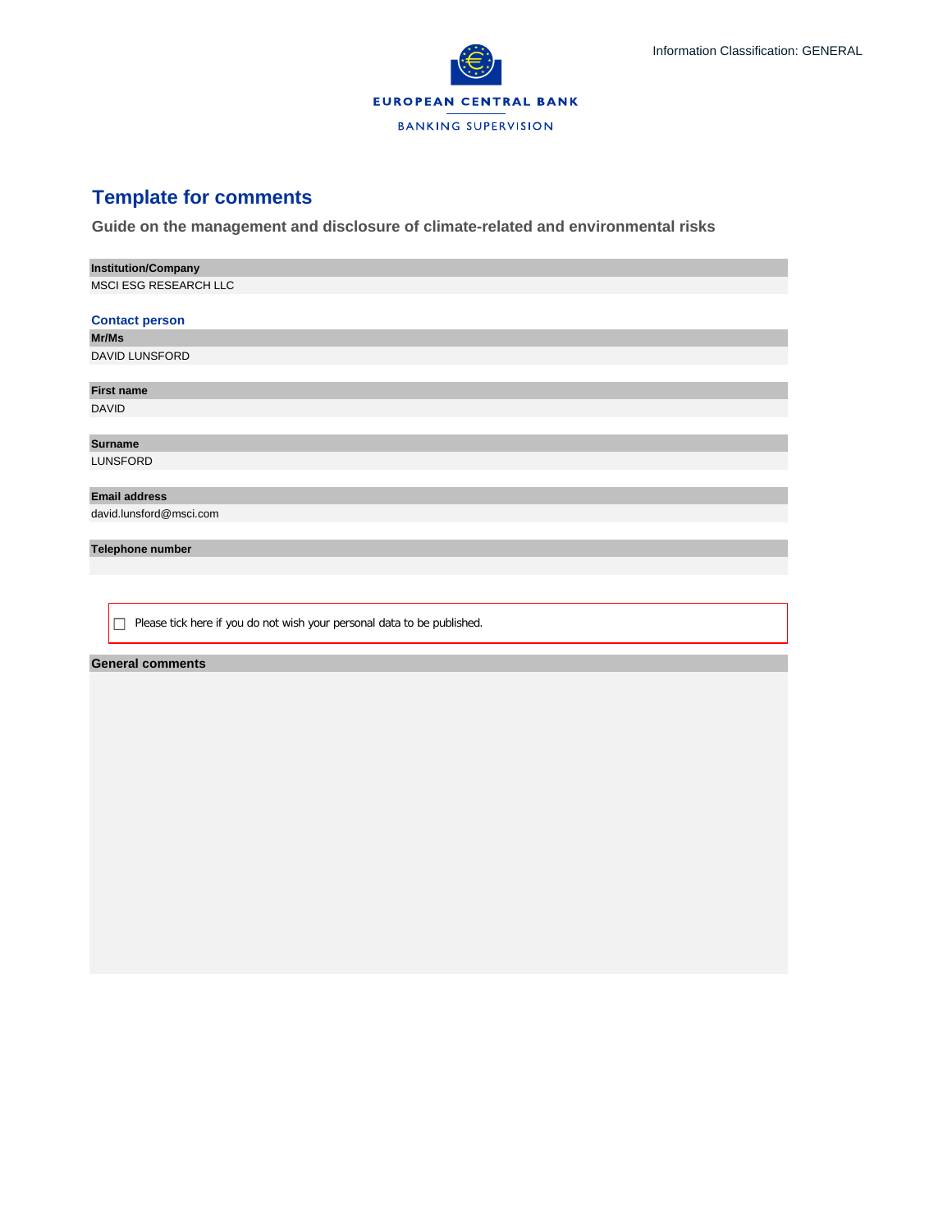Information Classification: GENERAL

EUROPEAN CENTRAL BANK

BANKING SUPERVISION

# Template for comments

## Guide on the management and disclosure of climate-related and environmental risks

**Institution/Company**

MSCI ESG RESEARCH LLC

### Contact person

**Mr/Ms**

DAVID LUNSFORD

**First name**

DAVID

**Surname**

LUNSFORD

**Email address**

david.lunsford@msci.com

**Telephone number**

☐ Please tick here if you do not wish your personal data to be published.

**General comments**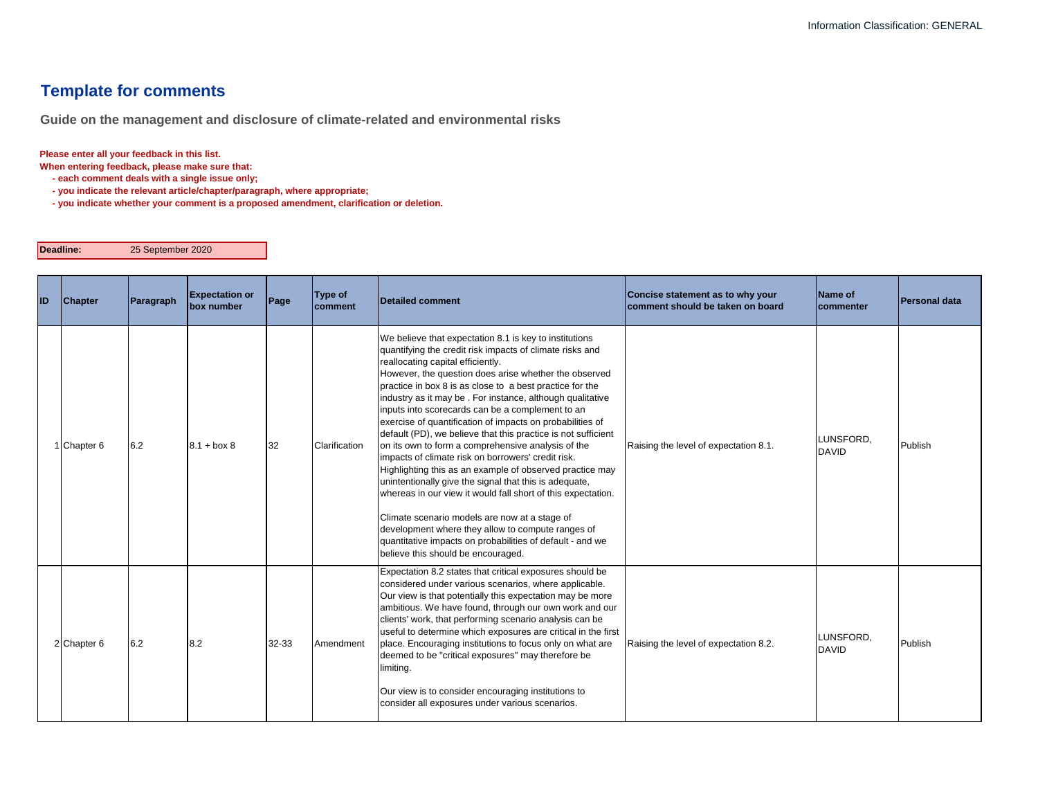# Template for comments

## Guide on the management and disclosure of climate-related and environmental risks

**Please enter all your feedback in this list.**
**When entering feedback, please make sure that:**
- **each comment deals with a single issue only;**
- **you indicate the relevant article/chapter/paragraph, where appropriate;**
- **you indicate whether your comment is a proposed amendment, clarification or deletion.**

| **Deadline:** | 25 September 2020 |
|---|---|

| ID | Chapter | Paragraph | Expectation or box number | Page | Type of comment | Detailed comment | Concise statement as to why your comment should be taken on board | Name of commenter | Personal data |
|---|---|---|---|---|---|---|---|---|---|
| 1 | Chapter 6 | 6.2 | 8.1 + box 8 | 32 | Clarification | We believe that expectation 8.1 is key to institutions quantifying the credit risk impacts of climate risks and reallocating capital efficiently.<br>However, the question does arise whether the observed practice in box 8 is as close to a best practice for the industry as it may be . For instance, although qualitative inputs into scorecards can be a complement to an exercise of quantification of impacts on probabilities of default (PD), we believe that this practice is not sufficient on its own to form a comprehensive analysis of the impacts of climate risk on borrowers' credit risk. Highlighting this as an example of observed practice may unintentionally give the signal that this is adequate, whereas in our view it would fall short of this expectation.<br><br>Climate scenario models are now at a stage of development where they allow to compute ranges of quantitative impacts on probabilities of default - and we believe this should be encouraged. | Raising the level of expectation 8.1. | LUNSFORD, DAVID | Publish |
| 2 | Chapter 6 | 6.2 | 8.2 | 32-33 | Amendment | Expectation 8.2 states that critical exposures should be considered under various scenarios, where applicable. Our view is that potentially this expectation may be more ambitious. We have found, through our own work and our clients' work, that performing scenario analysis can be useful to determine which exposures are critical in the first place. Encouraging institutions to focus only on what are deemed to be "critical exposures" may therefore be limiting.<br><br>Our view is to consider encouraging institutions to consider all exposures under various scenarios. | Raising the level of expectation 8.2. | LUNSFORD, DAVID | Publish |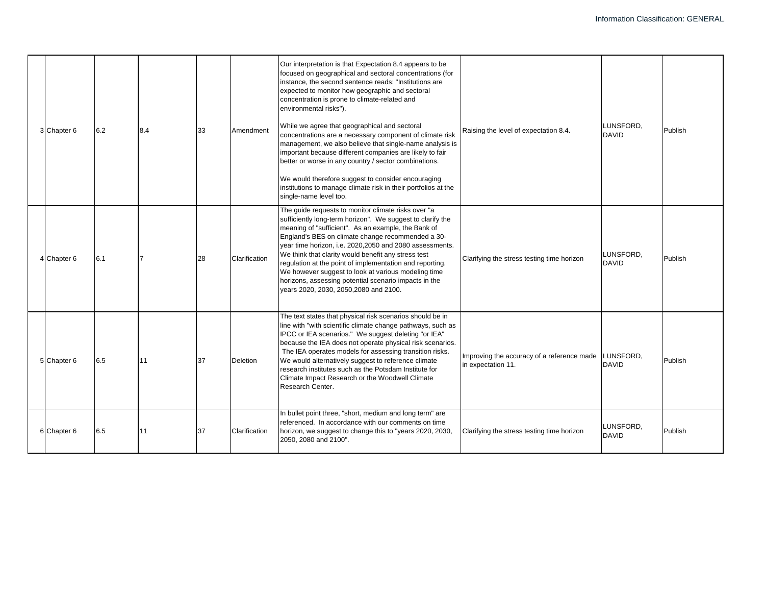| 3 | Chapter 6 | 6.2 | 8.4 | 33 | Amendment | Our interpretation is that Expectation 8.4 appears to be focused on geographical and sectoral concentrations (for instance, the second sentence reads: "Institutions are expected to monitor how geographic and sectoral concentration is prone to climate-related and environmental risks").<br><br>While we agree that geographical and sectoral concentrations are a necessary component of climate risk management, we also believe that single-name analysis is important because different companies are likely to fair better or worse in any country / sector combinations.<br><br>We would therefore suggest to consider encouraging institutions to manage climate risk in their portfolios at the single-name level too. | Raising the level of expectation 8.4. | LUNSFORD, DAVID | Publish |
|---|---|---|---|---|---|---|---|---|---|
| 4 | Chapter 6 | 6.1 | 7 | 28 | Clarification | The guide requests to monitor climate risks over "a sufficiently long-term horizon". We suggest to clarify the meaning of "sufficient". As an example, the Bank of England's BES on climate change recommended a 30-year time horizon, i.e. 2020,2050 and 2080 assessments. We think that clarity would benefit any stress test regulation at the point of implementation and reporting. We however suggest to look at various modeling time horizons, assessing potential scenario impacts in the years 2020, 2030, 2050,2080 and 2100. | Clarifying the stress testing time horizon | LUNSFORD, DAVID | Publish |
| 5 | Chapter 6 | 6.5 | 11 | 37 | Deletion | The text states that physical risk scenarios should be in line with "with scientific climate change pathways, such as IPCC or IEA scenarios." We suggest deleting "or IEA" because the IEA does not operate physical risk scenarios. The IEA operates models for assessing transition risks. We would alternatively suggest to reference climate research institutes such as the Potsdam Institute for Climate Impact Research or the Woodwell Climate Research Center. | Improving the accuracy of a reference made in expectation 11. | LUNSFORD, DAVID | Publish |
| 6 | Chapter 6 | 6.5 | 11 | 37 | Clarification | In bullet point three, "short, medium and long term" are referenced. In accordance with our comments on time horizon, we suggest to change this to "years 2020, 2030, 2050, 2080 and 2100". | Clarifying the stress testing time horizon | LUNSFORD, DAVID | Publish |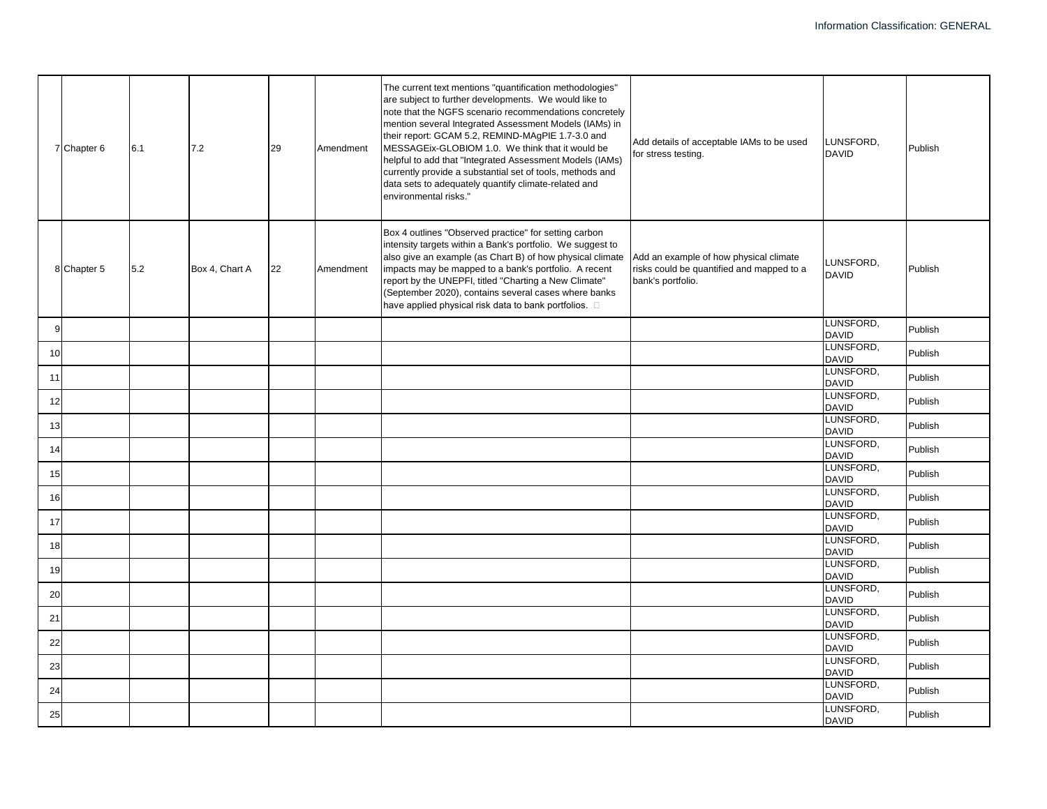| | | | | | | | | |
|---|---|---|---|---|---|---|---|---|
| 7 | Chapter 6 | 6.1 | 7.2 | 29 | Amendment | The current text mentions "quantification methodologies" are subject to further developments. We would like to note that the NGFS scenario recommendations concretely mention several Integrated Assessment Models (IAMs) in their report: GCAM 5.2, REMIND-MAgPIE 1.7-3.0 and MESSAGEix-GLOBIOM 1.0. We think that it would be helpful to add that "Integrated Assessment Models (IAMs) currently provide a substantial set of tools, methods and data sets to adequately quantify climate-related and environmental risks." | Add details of acceptable IAMs to be used for stress testing. | LUNSFORD, DAVID | Publish |
| 8 | Chapter 5 | 5.2 | Box 4, Chart A | 22 | Amendment | Box 4 outlines "Observed practice" for setting carbon intensity targets within a Bank's portfolio. We suggest to also give an example (as Chart B) of how physical climate impacts may be mapped to a bank's portfolio. A recent report by the UNEPFI, titled "Charting a New Climate" (September 2020), contains several cases where banks have applied physical risk data to bank portfolios. | Add an example of how physical climate risks could be quantified and mapped to a bank's portfolio. | LUNSFORD, DAVID | Publish |
| 9 | | | | | | | | LUNSFORD, DAVID | Publish |
| 10 | | | | | | | | LUNSFORD, DAVID | Publish |
| 11 | | | | | | | | LUNSFORD, DAVID | Publish |
| 12 | | | | | | | | LUNSFORD, DAVID | Publish |
| 13 | | | | | | | | LUNSFORD, DAVID | Publish |
| 14 | | | | | | | | LUNSFORD, DAVID | Publish |
| 15 | | | | | | | | LUNSFORD, DAVID | Publish |
| 16 | | | | | | | | LUNSFORD, DAVID | Publish |
| 17 | | | | | | | | LUNSFORD, DAVID | Publish |
| 18 | | | | | | | | LUNSFORD, DAVID | Publish |
| 19 | | | | | | | | LUNSFORD, DAVID | Publish |
| 20 | | | | | | | | LUNSFORD, DAVID | Publish |
| 21 | | | | | | | | LUNSFORD, DAVID | Publish |
| 22 | | | | | | | | LUNSFORD, DAVID | Publish |
| 23 | | | | | | | | LUNSFORD, DAVID | Publish |
| 24 | | | | | | | | LUNSFORD, DAVID | Publish |
| 25 | | | | | | | | LUNSFORD, DAVID | Publish |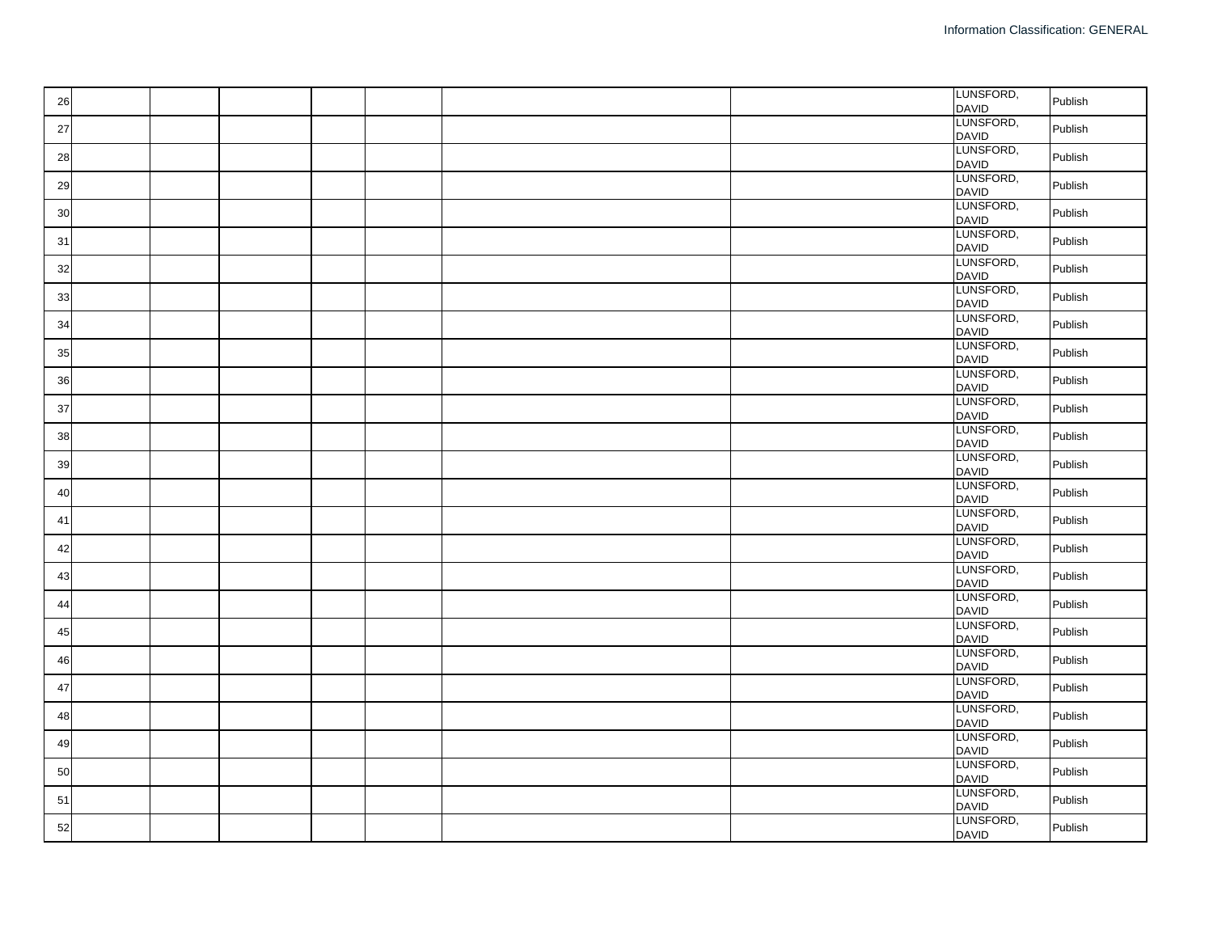| | | | | | | | | | |
|---|---|---|---|---|---|---|---|---|---|
| 26 | | | | | | | | LUNSFORD, DAVID | Publish |
| 27 | | | | | | | | LUNSFORD, DAVID | Publish |
| 28 | | | | | | | | LUNSFORD, DAVID | Publish |
| 29 | | | | | | | | LUNSFORD, DAVID | Publish |
| 30 | | | | | | | | LUNSFORD, DAVID | Publish |
| 31 | | | | | | | | LUNSFORD, DAVID | Publish |
| 32 | | | | | | | | LUNSFORD, DAVID | Publish |
| 33 | | | | | | | | LUNSFORD, DAVID | Publish |
| 34 | | | | | | | | LUNSFORD, DAVID | Publish |
| 35 | | | | | | | | LUNSFORD, DAVID | Publish |
| 36 | | | | | | | | LUNSFORD, DAVID | Publish |
| 37 | | | | | | | | LUNSFORD, DAVID | Publish |
| 38 | | | | | | | | LUNSFORD, DAVID | Publish |
| 39 | | | | | | | | LUNSFORD, DAVID | Publish |
| 40 | | | | | | | | LUNSFORD, DAVID | Publish |
| 41 | | | | | | | | LUNSFORD, DAVID | Publish |
| 42 | | | | | | | | LUNSFORD, DAVID | Publish |
| 43 | | | | | | | | LUNSFORD, DAVID | Publish |
| 44 | | | | | | | | LUNSFORD, DAVID | Publish |
| 45 | | | | | | | | LUNSFORD, DAVID | Publish |
| 46 | | | | | | | | LUNSFORD, DAVID | Publish |
| 47 | | | | | | | | LUNSFORD, DAVID | Publish |
| 48 | | | | | | | | LUNSFORD, DAVID | Publish |
| 49 | | | | | | | | LUNSFORD, DAVID | Publish |
| 50 | | | | | | | | LUNSFORD, DAVID | Publish |
| 51 | | | | | | | | LUNSFORD, DAVID | Publish |
| 52 | | | | | | | | LUNSFORD, DAVID | Publish |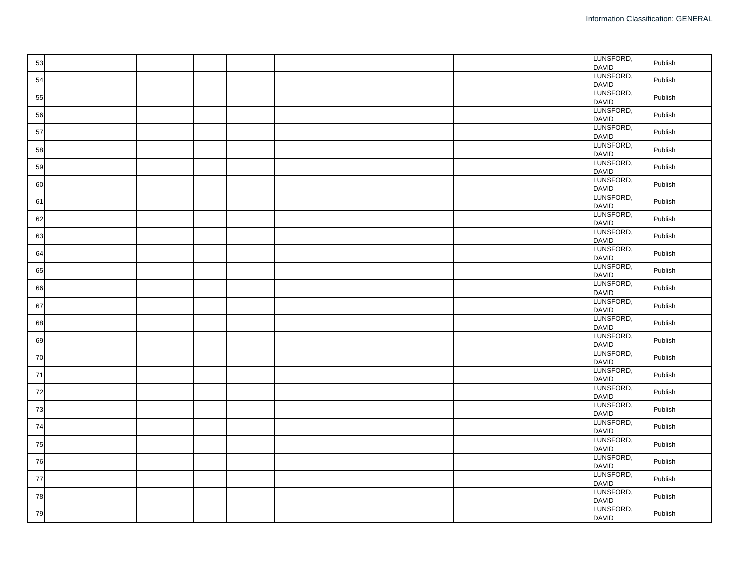| | | | | | | | | | |
|---|---|---|---|---|---|---|---|---|---|
| 53 | | | | | | | | LUNSFORD, DAVID | Publish |
| 54 | | | | | | | | LUNSFORD, DAVID | Publish |
| 55 | | | | | | | | LUNSFORD, DAVID | Publish |
| 56 | | | | | | | | LUNSFORD, DAVID | Publish |
| 57 | | | | | | | | LUNSFORD, DAVID | Publish |
| 58 | | | | | | | | LUNSFORD, DAVID | Publish |
| 59 | | | | | | | | LUNSFORD, DAVID | Publish |
| 60 | | | | | | | | LUNSFORD, DAVID | Publish |
| 61 | | | | | | | | LUNSFORD, DAVID | Publish |
| 62 | | | | | | | | LUNSFORD, DAVID | Publish |
| 63 | | | | | | | | LUNSFORD, DAVID | Publish |
| 64 | | | | | | | | LUNSFORD, DAVID | Publish |
| 65 | | | | | | | | LUNSFORD, DAVID | Publish |
| 66 | | | | | | | | LUNSFORD, DAVID | Publish |
| 67 | | | | | | | | LUNSFORD, DAVID | Publish |
| 68 | | | | | | | | LUNSFORD, DAVID | Publish |
| 69 | | | | | | | | LUNSFORD, DAVID | Publish |
| 70 | | | | | | | | LUNSFORD, DAVID | Publish |
| 71 | | | | | | | | LUNSFORD, DAVID | Publish |
| 72 | | | | | | | | LUNSFORD, DAVID | Publish |
| 73 | | | | | | | | LUNSFORD, DAVID | Publish |
| 74 | | | | | | | | LUNSFORD, DAVID | Publish |
| 75 | | | | | | | | LUNSFORD, DAVID | Publish |
| 76 | | | | | | | | LUNSFORD, DAVID | Publish |
| 77 | | | | | | | | LUNSFORD, DAVID | Publish |
| 78 | | | | | | | | LUNSFORD, DAVID | Publish |
| 79 | | | | | | | | LUNSFORD, DAVID | Publish |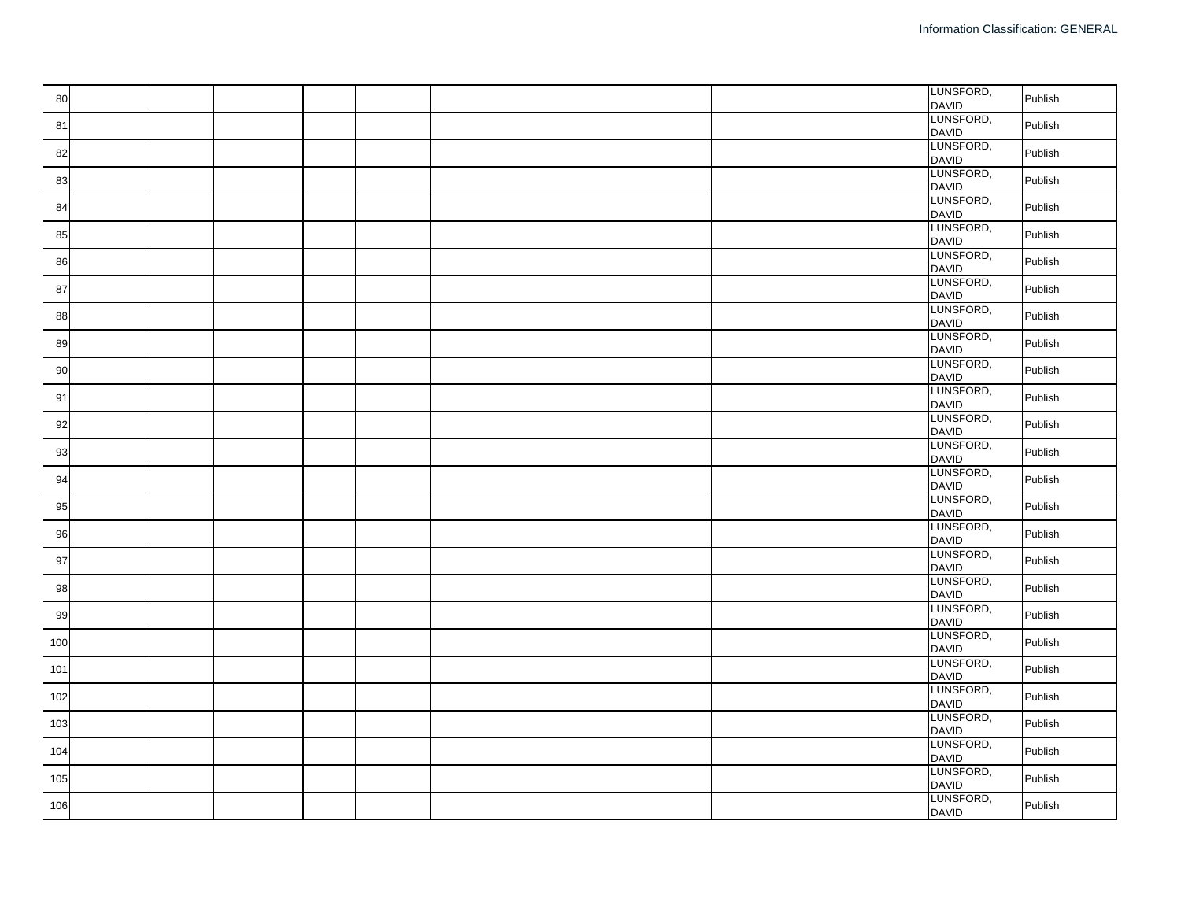| | | | | | | | | | |
|---|---|---|---|---|---|---|---|---|---|
| 80 | | | | | | | | LUNSFORD, DAVID | Publish |
| 81 | | | | | | | | LUNSFORD, DAVID | Publish |
| 82 | | | | | | | | LUNSFORD, DAVID | Publish |
| 83 | | | | | | | | LUNSFORD, DAVID | Publish |
| 84 | | | | | | | | LUNSFORD, DAVID | Publish |
| 85 | | | | | | | | LUNSFORD, DAVID | Publish |
| 86 | | | | | | | | LUNSFORD, DAVID | Publish |
| 87 | | | | | | | | LUNSFORD, DAVID | Publish |
| 88 | | | | | | | | LUNSFORD, DAVID | Publish |
| 89 | | | | | | | | LUNSFORD, DAVID | Publish |
| 90 | | | | | | | | LUNSFORD, DAVID | Publish |
| 91 | | | | | | | | LUNSFORD, DAVID | Publish |
| 92 | | | | | | | | LUNSFORD, DAVID | Publish |
| 93 | | | | | | | | LUNSFORD, DAVID | Publish |
| 94 | | | | | | | | LUNSFORD, DAVID | Publish |
| 95 | | | | | | | | LUNSFORD, DAVID | Publish |
| 96 | | | | | | | | LUNSFORD, DAVID | Publish |
| 97 | | | | | | | | LUNSFORD, DAVID | Publish |
| 98 | | | | | | | | LUNSFORD, DAVID | Publish |
| 99 | | | | | | | | LUNSFORD, DAVID | Publish |
| 100 | | | | | | | | LUNSFORD, DAVID | Publish |
| 101 | | | | | | | | LUNSFORD, DAVID | Publish |
| 102 | | | | | | | | LUNSFORD, DAVID | Publish |
| 103 | | | | | | | | LUNSFORD, DAVID | Publish |
| 104 | | | | | | | | LUNSFORD, DAVID | Publish |
| 105 | | | | | | | | LUNSFORD, DAVID | Publish |
| 106 | | | | | | | | LUNSFORD, DAVID | Publish |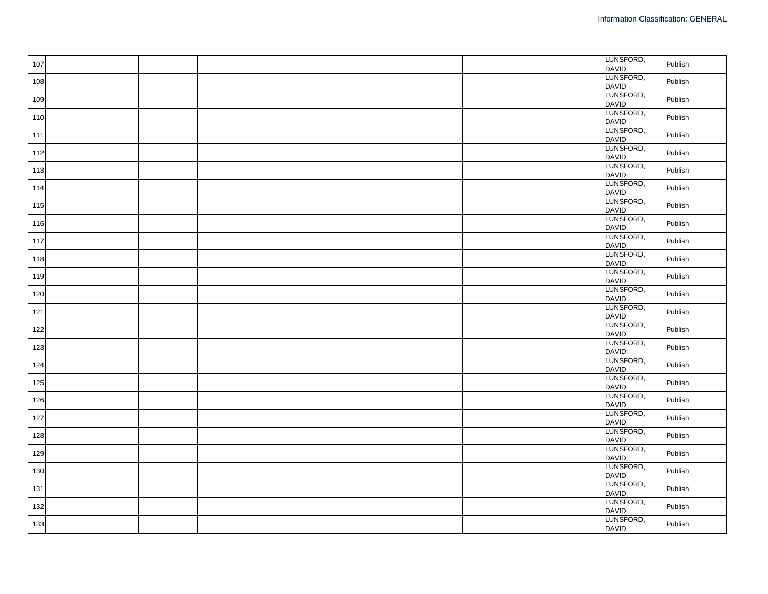| | | | | | | | | | |
|---|---|---|---|---|---|---|---|---|---|
| 107 | | | | | | | | LUNSFORD, DAVID | Publish |
| 108 | | | | | | | | LUNSFORD, DAVID | Publish |
| 109 | | | | | | | | LUNSFORD, DAVID | Publish |
| 110 | | | | | | | | LUNSFORD, DAVID | Publish |
| 111 | | | | | | | | LUNSFORD, DAVID | Publish |
| 112 | | | | | | | | LUNSFORD, DAVID | Publish |
| 113 | | | | | | | | LUNSFORD, DAVID | Publish |
| 114 | | | | | | | | LUNSFORD, DAVID | Publish |
| 115 | | | | | | | | LUNSFORD, DAVID | Publish |
| 116 | | | | | | | | LUNSFORD, DAVID | Publish |
| 117 | | | | | | | | LUNSFORD, DAVID | Publish |
| 118 | | | | | | | | LUNSFORD, DAVID | Publish |
| 119 | | | | | | | | LUNSFORD, DAVID | Publish |
| 120 | | | | | | | | LUNSFORD, DAVID | Publish |
| 121 | | | | | | | | LUNSFORD, DAVID | Publish |
| 122 | | | | | | | | LUNSFORD, DAVID | Publish |
| 123 | | | | | | | | LUNSFORD, DAVID | Publish |
| 124 | | | | | | | | LUNSFORD, DAVID | Publish |
| 125 | | | | | | | | LUNSFORD, DAVID | Publish |
| 126 | | | | | | | | LUNSFORD, DAVID | Publish |
| 127 | | | | | | | | LUNSFORD, DAVID | Publish |
| 128 | | | | | | | | LUNSFORD, DAVID | Publish |
| 129 | | | | | | | | LUNSFORD, DAVID | Publish |
| 130 | | | | | | | | LUNSFORD, DAVID | Publish |
| 131 | | | | | | | | LUNSFORD, DAVID | Publish |
| 132 | | | | | | | | LUNSFORD, DAVID | Publish |
| 133 | | | | | | | | LUNSFORD, DAVID | Publish |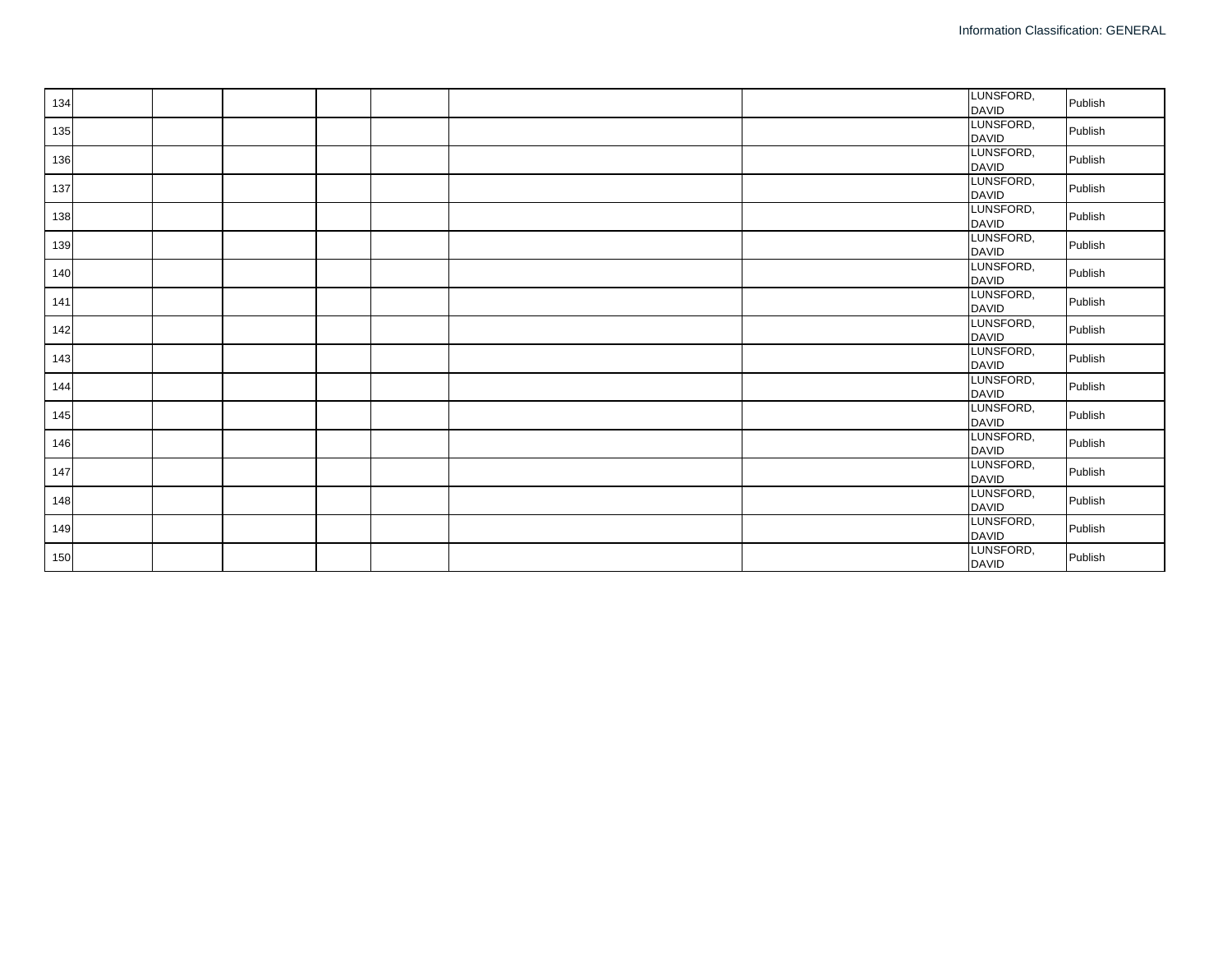| | | | | | | | | | |
|---|---|---|---|---|---|---|---|---|---|
| 134 | | | | | | | | LUNSFORD, DAVID | Publish |
| 135 | | | | | | | | LUNSFORD, DAVID | Publish |
| 136 | | | | | | | | LUNSFORD, DAVID | Publish |
| 137 | | | | | | | | LUNSFORD, DAVID | Publish |
| 138 | | | | | | | | LUNSFORD, DAVID | Publish |
| 139 | | | | | | | | LUNSFORD, DAVID | Publish |
| 140 | | | | | | | | LUNSFORD, DAVID | Publish |
| 141 | | | | | | | | LUNSFORD, DAVID | Publish |
| 142 | | | | | | | | LUNSFORD, DAVID | Publish |
| 143 | | | | | | | | LUNSFORD, DAVID | Publish |
| 144 | | | | | | | | LUNSFORD, DAVID | Publish |
| 145 | | | | | | | | LUNSFORD, DAVID | Publish |
| 146 | | | | | | | | LUNSFORD, DAVID | Publish |
| 147 | | | | | | | | LUNSFORD, DAVID | Publish |
| 148 | | | | | | | | LUNSFORD, DAVID | Publish |
| 149 | | | | | | | | LUNSFORD, DAVID | Publish |
| 150 | | | | | | | | LUNSFORD, DAVID | Publish |